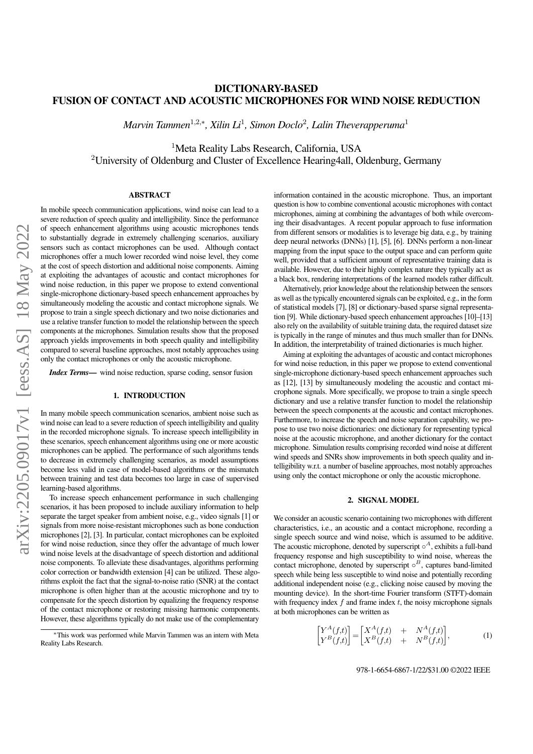# DICTIONARY-BASED FUSION OF CONTACT AND ACOUSTIC MICROPHONES FOR WIND NOISE REDUCTION

*Marvin Tammen*[1,2,*], *Xilin Li*[1], *Simon Doclo*[2], *Lalin Theverapperuma*[1]

[1]Meta Reality Labs Research, California, USA
[2]University of Oldenburg and Cluster of Excellence Hearing4all, Oldenburg, Germany

## ABSTRACT

In mobile speech communication applications, wind noise can lead to a severe reduction of speech quality and intelligibility. Since the performance of speech enhancement algorithms using acoustic microphones tends to substantially degrade in extremely challenging scenarios, auxiliary sensors such as contact microphones can be used. Although contact microphones offer a much lower recorded wind noise level, they come at the cost of speech distortion and additional noise components. Aiming at exploiting the advantages of acoustic and contact microphones for wind noise reduction, in this paper we propose to extend conventional single-microphone dictionary-based speech enhancement approaches by simultaneously modeling the acoustic and contact microphone signals. We propose to train a single speech dictionary and two noise dictionaries and use a relative transfer function to model the relationship between the speech components at the microphones. Simulation results show that the proposed approach yields improvements in both speech quality and intelligibility compared to several baseline approaches, most notably approaches using only the contact microphones or only the acoustic microphone.

***Index Terms*—** wind noise reduction, sparse coding, sensor fusion

## 1. INTRODUCTION

In many mobile speech communication scenarios, ambient noise such as wind noise can lead to a severe reduction of speech intelligibility and quality in the recorded microphone signals. To increase speech intelligibility in these scenarios, speech enhancement algorithms using one or more acoustic microphones can be applied. The performance of such algorithms tends to decrease in extremely challenging scenarios, as model assumptions become less valid in case of model-based algorithms or the mismatch between training and test data becomes too large in case of supervised learning-based algorithms.

To increase speech enhancement performance in such challenging scenarios, it has been proposed to include auxiliary information to help separate the target speaker from ambient noise, e.g., video signals [1] or signals from more noise-resistant microphones such as bone conduction microphones [2], [3]. In particular, contact microphones can be exploited for wind noise reduction, since they offer the advantage of much lower wind noise levels at the disadvantage of speech distortion and additional noise components. To alleviate these disadvantages, algorithms performing color correction or bandwidth extension [4] can be utilized. These algorithms exploit the fact that the signal-to-noise ratio (SNR) at the contact microphone is often higher than at the acoustic microphone and try to compensate for the speech distortion by equalizing the frequency response of the contact microphone or restoring missing harmonic components. However, these algorithms typically do not make use of the complementary information contained in the acoustic microphone. Thus, an important question is how to combine conventional acoustic microphones with contact microphones, aiming at combining the advantages of both while overcoming their disadvantages. A recent popular approach to fuse information from different sensors or modalities is to leverage big data, e.g., by training deep neural networks (DNNs) [1], [5], [6]. DNNs perform a non-linear mapping from the input space to the output space and can perform quite well, provided that a sufficient amount of representative training data is available. However, due to their highly complex nature they typically act as a black box, rendering interpretations of the learned models rather difficult.

Alternatively, prior knowledge about the relationship between the sensors as well as the typically encountered signals can be exploited, e.g., in the form of statistical models [7], [8] or dictionary-based sparse signal representation [9]. While dictionary-based speech enhancement approaches [10]–[13] also rely on the availability of suitable training data, the required dataset size is typically in the range of minutes and thus much smaller than for DNNs. In addition, the interpretability of trained dictionaries is much higher.

Aiming at exploiting the advantages of acoustic and contact microphones for wind noise reduction, in this paper we propose to extend conventional single-microphone dictionary-based speech enhancement approaches such as [12], [13] by simultaneously modeling the acoustic and contact microphone signals. More specifically, we propose to train a single speech dictionary and use a relative transfer function to model the relationship between the speech components at the acoustic and contact microphones. Furthermore, to increase the speech and noise separation capability, we propose to use two noise dictionaries: one dictionary for representing typical noise at the acoustic microphone, and another dictionary for the contact microphone. Simulation results comprising recorded wind noise at different wind speeds and SNRs show improvements in both speech quality and intelligibility w.r.t. a number of baseline approaches, most notably approaches using only the contact microphone or only the acoustic microphone.

## 2. SIGNAL MODEL

We consider an acoustic scenario containing two microphones with different characteristics, i.e., an acoustic and a contact microphone, recording a single speech source and wind noise, which is assumed to be additive. The acoustic microphone, denoted by superscript $\circ^A$, exhibits a full-band frequency response and high susceptibility to wind noise, whereas the contact microphone, denoted by superscript $\circ^B$, captures band-limited speech while being less susceptible to wind noise and potentially recording additional independent noise (e.g., clicking noise caused by moving the mounting device). In the short-time Fourier transform (STFT)-domain with frequency index $f$ and frame index $t$, the noisy microphone signals at both microphones can be written as

$$\begin{bmatrix} Y^A(f,t) \\ Y^B(f,t) \end{bmatrix} = \begin{bmatrix} X^A(f,t) & + & N^A(f,t) \\ X^B(f,t) & + & N^B(f,t) \end{bmatrix}, \tag{1}$$

*This work was performed while Marvin Tammen was an intern with Meta Reality Labs Research.

978-1-6654-6867-1/22/$31.00 ©2022 IEEE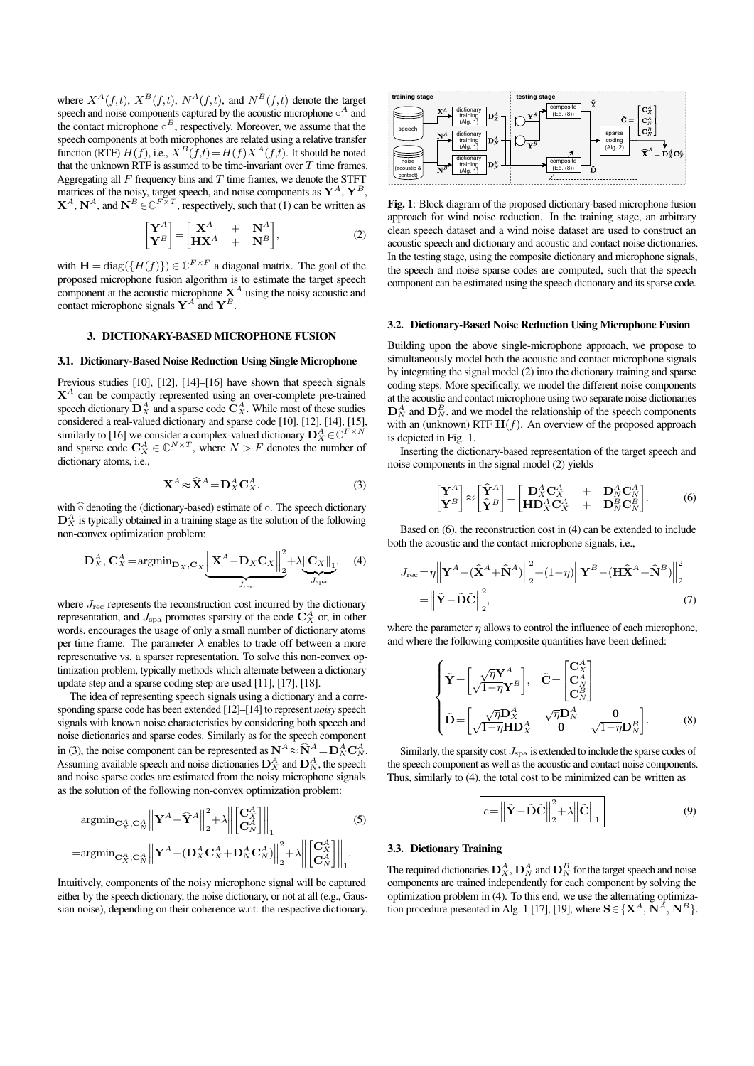where $X^A(f,t)$, $X^B(f,t)$, $N^A(f,t)$, and $N^B(f,t)$ denote the target speech and noise components captured by the acoustic microphone $\circ^A$ and the contact microphone $\circ^B$, respectively. Moreover, we assume that the speech components at both microphones are related using a relative transfer function (RTF) $H(f)$, i.e., $X^B(f,t) = H(f)X^A(f,t)$. It should be noted that the unknown RTF is assumed to be time-invariant over $T$ time frames. Aggregating all $F$ frequency bins and $T$ time frames, we denote the STFT matrices of the noisy, target speech, and noise components as $\mathbf{Y}^A$, $\mathbf{Y}^B$, $\mathbf{X}^A$, $\mathbf{N}^A$, and $\mathbf{N}^B \in \mathbb{C}^{F \times T}$, respectively, such that (1) can be written as

$$\begin{bmatrix}\mathbf{Y}^A \\ \mathbf{Y}^B\end{bmatrix} = \begin{bmatrix}\mathbf{X}^A & + & \mathbf{N}^A \\ \mathbf{H}\mathbf{X}^A & + & \mathbf{N}^B\end{bmatrix}, \tag{2}$$

with $\mathbf{H} = \mathrm{diag}(\{H(f)\}) \in \mathbb{C}^{F \times F}$ a diagonal matrix. The goal of the proposed microphone fusion algorithm is to estimate the target speech component at the acoustic microphone $\mathbf{X}^A$ using the noisy acoustic and contact microphone signals $\mathbf{Y}^A$ and $\mathbf{Y}^B$.

## 3. DICTIONARY-BASED MICROPHONE FUSION

### 3.1. Dictionary-Based Noise Reduction Using Single Microphone

Previous studies [10], [12], [14]–[16] have shown that speech signals $\mathbf{X}^A$ can be compactly represented using an over-complete pre-trained speech dictionary $\mathbf{D}_X^A$ and a sparse code $\mathbf{C}_X^A$. While most of these studies considered a real-valued dictionary and sparse code [10], [12], [14], [15], similarly to [16] we consider a complex-valued dictionary $\mathbf{D}_X^A \in \mathbb{C}^{F \times N}$ and sparse code $\mathbf{C}_X^A \in \mathbb{C}^{N \times T}$, where $N > F$ denotes the number of dictionary atoms, i.e.,

$$\mathbf{X}^A \approx \widehat{\mathbf{X}}^A = \mathbf{D}_X^A \mathbf{C}_X^A, \tag{3}$$

with $\widehat{\circ}$ denoting the (dictionary-based) estimate of $\circ$. The speech dictionary $\mathbf{D}_X^A$ is typically obtained in a training stage as the solution of the following non-convex optimization problem:

$$\mathbf{D}_X^A,\, \mathbf{C}_X^A = \mathrm{argmin}_{\mathbf{D}_X, \mathbf{C}_X} \underbrace{\left\|\mathbf{X}^A - \mathbf{D}_X \mathbf{C}_X\right\|_2^2}_{J_{\mathrm{rec}}} + \lambda \underbrace{\left\|\mathbf{C}_X\right\|_1}_{J_{\mathrm{spa}}}, \tag{4}$$

where $J_{\mathrm{rec}}$ represents the reconstruction cost incurred by the dictionary representation, and $J_{\mathrm{spa}}$ promotes sparsity of the code $\mathbf{C}_X^A$ or, in other words, encourages the usage of only a small number of dictionary atoms per time frame. The parameter $\lambda$ enables to trade off between a more representative vs. a sparser representation. To solve this non-convex optimization problem, typically methods which alternate between a dictionary update step and a sparse coding step are used [11], [17], [18].

The idea of representing speech signals using a dictionary and a corresponding sparse code has been extended [12]–[14] to represent *noisy* speech signals with known noise characteristics by considering both speech and noise dictionaries and sparse codes. Similarly as for the speech component in (3), the noise component can be represented as $\mathbf{N}^A \approx \widehat{\mathbf{N}}^A = \mathbf{D}_N^A \mathbf{C}_N^A$. Assuming available speech and noise dictionaries $\mathbf{D}_X^A$ and $\mathbf{D}_N^A$, the speech and noise sparse codes are estimated from the noisy microphone signals as the solution of the following non-convex optimization problem:

$$\begin{aligned}
&\mathrm{argmin}_{\mathbf{C}_X^A, \mathbf{C}_N^A} \left\|\mathbf{Y}^A - \widehat{\mathbf{Y}}^A\right\|_2^2 + \lambda \left\|\begin{bmatrix}\mathbf{C}_X^A \\ \mathbf{C}_N^A\end{bmatrix}\right\|_1 \\
&= \mathrm{argmin}_{\mathbf{C}_X^A, \mathbf{C}_N^A} \left\|\mathbf{Y}^A - (\mathbf{D}_X^A \mathbf{C}_X^A + \mathbf{D}_N^A \mathbf{C}_N^A)\right\|_2^2 + \lambda \left\|\begin{bmatrix}\mathbf{C}_X^A \\ \mathbf{C}_N^A\end{bmatrix}\right\|_1.
\end{aligned} \tag{5}$$

Intuitively, components of the noisy microphone signal will be captured either by the speech dictionary, the noise dictionary, or not at all (e.g., Gaussian noise), depending on their coherence w.r.t. the respective dictionary.

**Fig. 1**: Block diagram of the proposed dictionary-based microphone fusion approach for wind noise reduction. In the training stage, an arbitrary clean speech dataset and a wind noise dataset are used to construct an acoustic speech and dictionary and acoustic and contact noise dictionaries. In the testing stage, using the composite dictionary and microphone signals, the speech and noise sparse codes are computed, such that the speech component can be estimated using the speech dictionary and its sparse code.

### 3.2. Dictionary-Based Noise Reduction Using Microphone Fusion

Building upon the above single-microphone approach, we propose to simultaneously model both the acoustic and contact microphone signals by integrating the signal model (2) into the dictionary training and sparse coding steps. More specifically, we model the different noise components at the acoustic and contact microphone using two separate noise dictionaries $\mathbf{D}_N^A$ and $\mathbf{D}_N^B$, and we model the relationship of the speech components with an (unknown) RTF $\mathbf{H}(f)$. An overview of the proposed approach is depicted in Fig. 1.

Inserting the dictionary-based representation of the target speech and noise components in the signal model (2) yields

$$\begin{bmatrix}\mathbf{Y}^A \\ \mathbf{Y}^B\end{bmatrix} \approx \begin{bmatrix}\widehat{\mathbf{Y}}^A \\ \widehat{\mathbf{Y}}^B\end{bmatrix} = \begin{bmatrix}\mathbf{D}_X^A \mathbf{C}_X^A & + & \mathbf{D}_N^A \mathbf{C}_N^A \\ \mathbf{H}\mathbf{D}_X^A \mathbf{C}_X^A & + & \mathbf{D}_N^B \mathbf{C}_N^B\end{bmatrix}. \tag{6}$$

Based on (6), the reconstruction cost in (4) can be extended to include both the acoustic and the contact microphone signals, i.e.,

$$\begin{aligned}
J_{\mathrm{rec}} &= \eta \left\|\mathbf{Y}^A - (\widehat{\mathbf{X}}^A + \widehat{\mathbf{N}}^A)\right\|_2^2 + (1-\eta)\left\|\mathbf{Y}^B - (\mathbf{H}\widehat{\mathbf{X}}^A + \widehat{\mathbf{N}}^B)\right\|_2^2 \\
&= \left\|\tilde{\mathbf{Y}} - \tilde{\mathbf{D}}\tilde{\mathbf{C}}\right\|_2^2,
\end{aligned} \tag{7}$$

where the parameter $\eta$ allows to control the influence of each microphone, and where the following composite quantities have been defined:

$$\begin{cases}
\tilde{\mathbf{Y}} = \begin{bmatrix}\sqrt{\eta}\mathbf{Y}^A \\ \sqrt{1-\eta}\mathbf{Y}^B\end{bmatrix}, \quad \tilde{\mathbf{C}} = \begin{bmatrix}\mathbf{C}_X^A \\ \mathbf{C}_N^A \\ \mathbf{C}_N^B\end{bmatrix} \\
\tilde{\mathbf{D}} = \begin{bmatrix}\sqrt{\eta}\mathbf{D}_X^A & \sqrt{\eta}\mathbf{D}_N^A & \mathbf{0} \\ \sqrt{1-\eta}\mathbf{H}\mathbf{D}_X^A & \mathbf{0} & \sqrt{1-\eta}\mathbf{D}_N^B\end{bmatrix}.
\end{cases} \tag{8}$$

Similarly, the sparsity cost $J_{\mathrm{spa}}$ is extended to include the sparse codes of the speech component as well as the acoustic and contact noise components. Thus, similarly to (4), the total cost to be minimized can be written as

$$c = \left\|\tilde{\mathbf{Y}} - \tilde{\mathbf{D}}\tilde{\mathbf{C}}\right\|_2^2 + \lambda \left\|\tilde{\mathbf{C}}\right\|_1 \tag{9}$$

### 3.3. Dictionary Training

The required dictionaries $\mathbf{D}_X^A$, $\mathbf{D}_N^A$ and $\mathbf{D}_N^B$ for the target speech and noise components are trained independently for each component by solving the optimization problem in (4). To this end, we use the alternating optimization procedure presented in Alg. 1 [17], [19], where $\mathbf{S} \in \{\mathbf{X}^A, \mathbf{N}^A, \mathbf{N}^B\}$.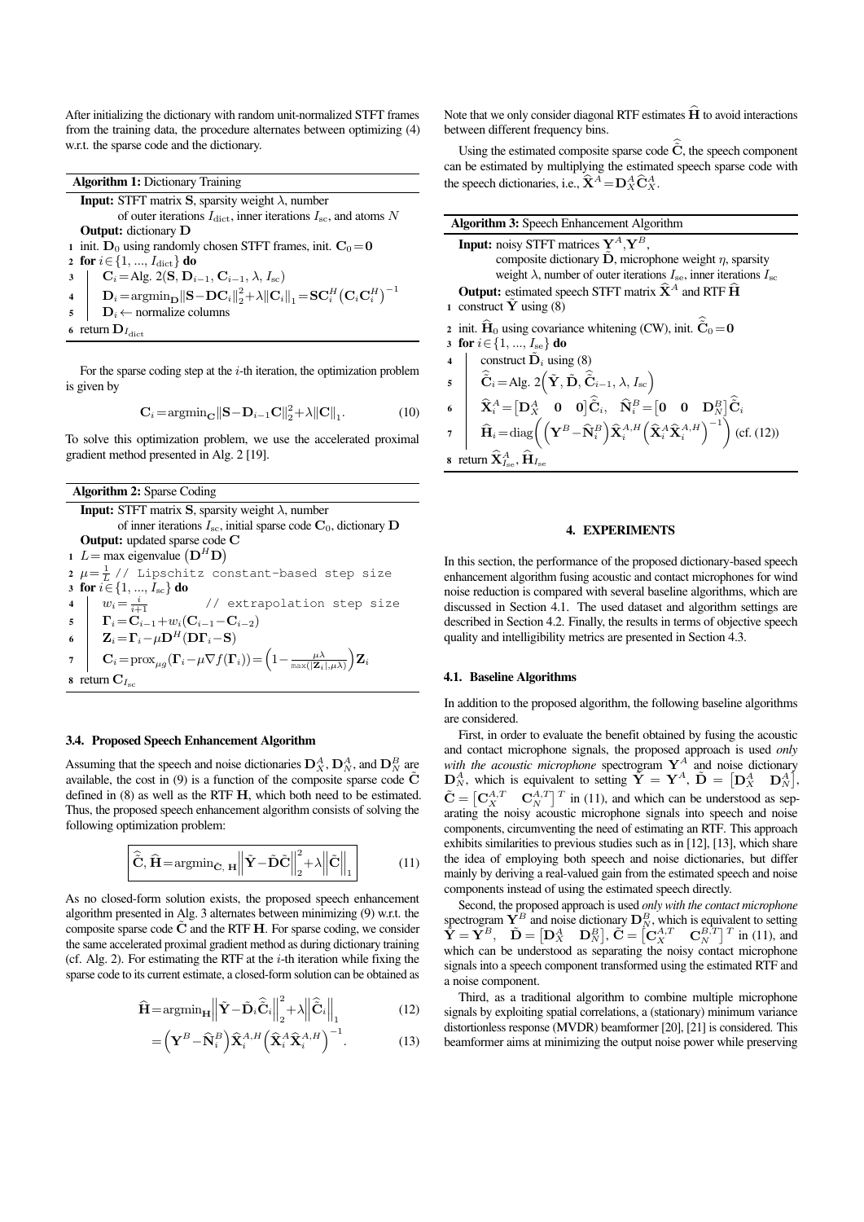After initializing the dictionary with random unit-normalized STFT frames from the training data, the procedure alternates between optimizing (4) w.r.t. the sparse code and the dictionary.

**Algorithm 1:** Dictionary Training

**Input:** STFT matrix $\mathbf{S}$, sparsity weight $\lambda$, number of outer iterations $I_{\text{dict}}$, inner iterations $I_{\text{sc}}$, and atoms $N$

**Output:** dictionary $\mathbf{D}$

1. init. $\mathbf{D}_0$ using randomly chosen STFT frames, init. $\mathbf{C}_0 = \mathbf{0}$
2. **for** $i \in \{1, ..., I_{\text{dict}}\}$ **do**
3. $\quad \mathbf{C}_i = \text{Alg. 2}(\mathbf{S}, \mathbf{D}_{i-1}, \mathbf{C}_{i-1}, \lambda, I_{\text{sc}})$
4. $\quad \mathbf{D}_i = \text{argmin}_{\mathbf{D}} \|\mathbf{S} - \mathbf{D}\mathbf{C}_i\|_2^2 + \lambda \|\mathbf{C}_i\|_1 = \mathbf{S}\mathbf{C}_i^H \left(\mathbf{C}_i \mathbf{C}_i^H\right)^{-1}$
5. $\quad \mathbf{D}_i \leftarrow$ normalize columns
6. return $\mathbf{D}_{I_{\text{dict}}}$

For the sparse coding step at the $i$-th iteration, the optimization problem is given by

$$\mathbf{C}_i = \text{argmin}_{\mathbf{C}} \|\mathbf{S} - \mathbf{D}_{i-1}\mathbf{C}\|_2^2 + \lambda \|\mathbf{C}\|_1. \tag{10}$$

To solve this optimization problem, we use the accelerated proximal gradient method presented in Alg. 2 [19].

**Algorithm 2:** Sparse Coding

**Input:** STFT matrix $\mathbf{S}$, sparsity weight $\lambda$, number of inner iterations $I_{\text{sc}}$, initial sparse code $\mathbf{C}_0$, dictionary $\mathbf{D}$

**Output:** updated sparse code $\mathbf{C}$

1. $L =$ max eigenvalue $\left(\mathbf{D}^H \mathbf{D}\right)$
2. $\mu = \frac{1}{L}$ `// Lipschitz constant-based step size`
3. **for** $i \in \{1, ..., I_{\text{sc}}\}$ **do**
4. $\quad w_i = \frac{i}{i+1}$ `// extrapolation step size`
5. $\quad \mathbf{\Gamma}_i = \mathbf{C}_{i-1} + w_i(\mathbf{C}_{i-1} - \mathbf{C}_{i-2})$
6. $\quad \mathbf{Z}_i = \mathbf{\Gamma}_i - \mu \mathbf{D}^H(\mathbf{D}\mathbf{\Gamma}_i - \mathbf{S})$
7. $\quad \mathbf{C}_i = \text{prox}_{\mu g}(\mathbf{\Gamma}_i - \mu \nabla f(\mathbf{\Gamma}_i)) = \left(1 - \frac{\mu\lambda}{\max(|\mathbf{Z}_i|, \mu\lambda)}\right) \mathbf{Z}_i$
8. return $\mathbf{C}_{I_{\text{sc}}}$

### 3.4. Proposed Speech Enhancement Algorithm

Assuming that the speech and noise dictionaries $\mathbf{D}_X^A$, $\mathbf{D}_N^A$, and $\mathbf{D}_N^B$ are available, the cost in (9) is a function of the composite sparse code $\tilde{\mathbf{C}}$ defined in (8) as well as the RTF $\mathbf{H}$, which both need to be estimated. Thus, the proposed speech enhancement algorithm consists of solving the following optimization problem:

$$\widehat{\tilde{\mathbf{C}}}, \widehat{\mathbf{H}} = \text{argmin}_{\tilde{\mathbf{C}}, \mathbf{H}} \left\| \tilde{\mathbf{Y}} - \tilde{\mathbf{D}}\tilde{\mathbf{C}} \right\|_2^2 + \lambda \left\| \tilde{\mathbf{C}} \right\|_1 \tag{11}$$

As no closed-form solution exists, the proposed speech enhancement algorithm presented in Alg. 3 alternates between minimizing (9) w.r.t. the composite sparse code $\tilde{\mathbf{C}}$ and the RTF $\mathbf{H}$. For sparse coding, we consider the same accelerated proximal gradient method as during dictionary training (cf. Alg. 2). For estimating the RTF at the $i$-th iteration while fixing the sparse code to its current estimate, a closed-form solution can be obtained as

$$\widehat{\mathbf{H}} = \text{argmin}_{\mathbf{H}} \left\| \tilde{\mathbf{Y}} - \tilde{\mathbf{D}}_i \widehat{\tilde{\mathbf{C}}}_i \right\|_2^2 + \lambda \left\| \widehat{\tilde{\mathbf{C}}}_i \right\|_1 \tag{12}$$

$$= \left(\mathbf{Y}^B - \widehat{\mathbf{N}}_i^B\right) \widehat{\mathbf{X}}_i^{A,H} \left(\widehat{\mathbf{X}}_i^A \widehat{\mathbf{X}}_i^{A,H}\right)^{-1}. \tag{13}$$

Note that we only consider diagonal RTF estimates $\widehat{\mathbf{H}}$ to avoid interactions between different frequency bins.

Using the estimated composite sparse code $\widehat{\tilde{\mathbf{C}}}$, the speech component can be estimated by multiplying the estimated speech sparse code with the speech dictionaries, i.e., $\widehat{\mathbf{X}}^A = \mathbf{D}_X^A \widehat{\mathbf{C}}_X^A$.

**Algorithm 3:** Speech Enhancement Algorithm

**Input:** noisy STFT matrices $\mathbf{Y}^A, \mathbf{Y}^B$, composite dictionary $\tilde{\mathbf{D}}$, microphone weight $\eta$, sparsity weight $\lambda$, number of outer iterations $I_{\text{se}}$, inner iterations $I_{\text{sc}}$

**Output:** estimated speech STFT matrix $\widehat{\mathbf{X}}^A$ and RTF $\widehat{\mathbf{H}}$

1. construct $\tilde{\mathbf{Y}}$ using (8)
2. init. $\widehat{\mathbf{H}}_0$ using covariance whitening (CW), init. $\widehat{\tilde{\mathbf{C}}}_0 = \mathbf{0}$
3. **for** $i \in \{1, ..., I_{\text{se}}\}$ **do**
4. $\quad$ construct $\tilde{\mathbf{D}}_i$ using (8)
5. $\quad \widehat{\tilde{\mathbf{C}}}_i = \text{Alg. 2}\left(\tilde{\mathbf{Y}}, \tilde{\mathbf{D}}, \widehat{\tilde{\mathbf{C}}}_{i-1}, \lambda, I_{\text{sc}}\right)$
6. $\quad \widehat{\mathbf{X}}_i^A = \begin{bmatrix}\mathbf{D}_X^A & \mathbf{0} & \mathbf{0}\end{bmatrix} \widehat{\tilde{\mathbf{C}}}_i, \quad \widehat{\mathbf{N}}_i^B = \begin{bmatrix}\mathbf{0} & \mathbf{0} & \mathbf{D}_N^B\end{bmatrix} \widehat{\tilde{\mathbf{C}}}_i$
7. $\quad \widehat{\mathbf{H}}_i = \text{diag}\left(\left(\mathbf{Y}^B - \widehat{\mathbf{N}}_i^B\right) \widehat{\mathbf{X}}_i^{A,H} \left(\widehat{\mathbf{X}}_i^A \widehat{\mathbf{X}}_i^{A,H}\right)^{-1}\right)$ (cf. (12))
8. return $\widehat{\mathbf{X}}_{I_{\text{se}}}^A, \widehat{\mathbf{H}}_{I_{\text{se}}}$

## 4. EXPERIMENTS

In this section, the performance of the proposed dictionary-based speech enhancement algorithm fusing acoustic and contact microphones for wind noise reduction is compared with several baseline algorithms, which are discussed in Section 4.1. The used dataset and algorithm settings are described in Section 4.2. Finally, the results in terms of objective speech quality and intelligibility metrics are presented in Section 4.3.

### 4.1. Baseline Algorithms

In addition to the proposed algorithm, the following baseline algorithms are considered.

First, in order to evaluate the benefit obtained by fusing the acoustic and contact microphone signals, the proposed approach is used *only with the acoustic microphone* spectrogram $\mathbf{Y}^A$ and noise dictionary $\mathbf{D}_N^A$, which is equivalent to setting $\tilde{\mathbf{Y}} = \mathbf{Y}^A$, $\tilde{\mathbf{D}} = \begin{bmatrix}\mathbf{D}_X^A & \mathbf{D}_N^A\end{bmatrix}$, $\tilde{\mathbf{C}} = \begin{bmatrix}\mathbf{C}_X^{A,T} & \mathbf{C}_N^{A,T}\end{bmatrix}^T$ in (11), and which can be understood as separating the noisy acoustic microphone signals into speech and noise components, circumventing the need of estimating an RTF. This approach exhibits similarities to previous studies such as in [12], [13], which share the idea of employing both speech and noise dictionaries, but differ mainly by deriving a real-valued gain from the estimated speech and noise components instead of using the estimated speech directly.

Second, the proposed approach is used *only with the contact microphone* spectrogram $\mathbf{Y}^B$ and noise dictionary $\mathbf{D}_N^B$, which is equivalent to setting $\tilde{\mathbf{Y}} = \mathbf{Y}^B$, $\tilde{\mathbf{D}} = \begin{bmatrix}\mathbf{D}_X^A & \mathbf{D}_N^B\end{bmatrix}$, $\tilde{\mathbf{C}} = \begin{bmatrix}\mathbf{C}_X^{A,T} & \mathbf{C}_N^{B,T}\end{bmatrix}^T$ in (11), and which can be understood as separating the noisy contact microphone signals into a speech component transformed using the estimated RTF and a noise component.

Third, as a traditional algorithm to combine multiple microphone signals by exploiting spatial correlations, a (stationary) minimum variance distortionless response (MVDR) beamformer [20], [21] is considered. This beamformer aims at minimizing the output noise power while preserving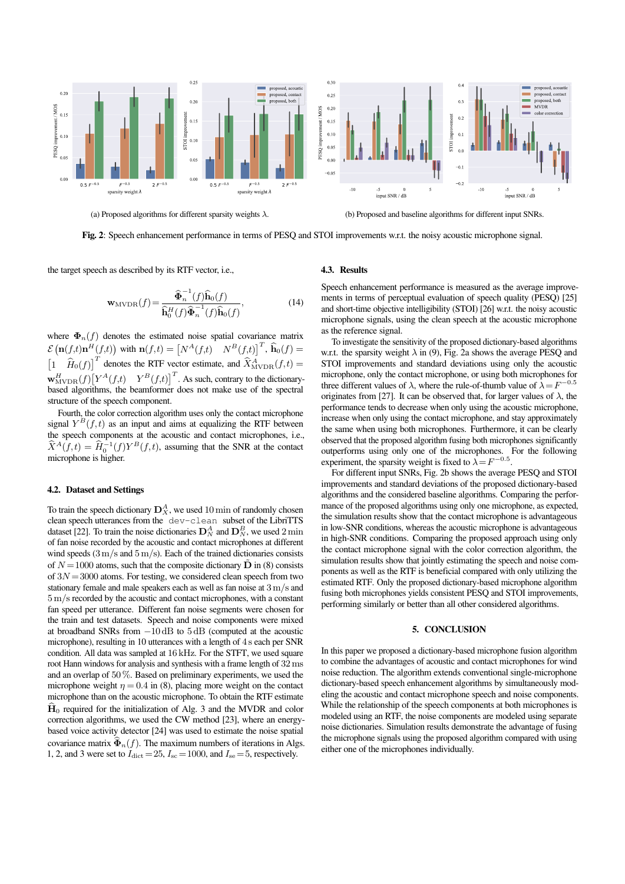(a) Proposed algorithms for different sparsity weights λ.

(b) Proposed and baseline algorithms for different input SNRs.

**Fig. 2**: Speech enhancement performance in terms of PESQ and STOI improvements w.r.t. the noisy acoustic microphone signal.

the target speech as described by its RTF vector, i.e.,

$$\mathbf{w}_{\text{MVDR}}(f) = \frac{\widehat{\mathbf{\Phi}}_n^{-1}(f)\widehat{\mathbf{h}}_0(f)}{\widehat{\mathbf{h}}_0^H(f)\widehat{\mathbf{\Phi}}_n^{-1}(f)\widehat{\mathbf{h}}_0(f)}, \tag{14}$$

where $\mathbf{\Phi}_n(f)$ denotes the estimated noise spatial covariance matrix $\mathcal{E}\left(\mathbf{n}(f,t)\mathbf{n}^H(f,t)\right)$ with $\mathbf{n}(f,t) = \left[N^A(f,t) \quad N^B(f,t)\right]^T$, $\widehat{\mathbf{h}}_0(f) = \left[1 \quad \widehat{H}_0(f)\right]^T$ denotes the RTF vector estimate, and $\widehat{X}^A_{\text{MVDR}}(f,t) = \mathbf{w}^H_{\text{MVDR}}(f)\left[Y^A(f,t) \quad Y^B(f,t)\right]^T$. As such, contrary to the dictionary-based algorithms, the beamformer does not make use of the spectral structure of the speech component.

Fourth, the color correction algorithm uses only the contact microphone signal $Y^B(f,t)$ as an input and aims at equalizing the RTF between the speech components at the acoustic and contact microphones, i.e., $\widehat{X}^A(f,t) = \widehat{H}_0^{-1}(f)Y^B(f,t)$, assuming that the SNR at the contact microphone is higher.

### 4.2. Dataset and Settings

To train the speech dictionary $\mathbf{D}^A_X$, we used 10 min of randomly chosen clean speech utterances from the `dev-clean` subset of the LibriTTS dataset [22]. To train the noise dictionaries $\mathbf{D}^A_N$ and $\mathbf{D}^B_N$, we used 2 min of fan noise recorded by the acoustic and contact microphones at different wind speeds (3 m/s and 5 m/s). Each of the trained dictionaries consists of $N = 1000$ atoms, such that the composite dictionary $\tilde{\mathbf{D}}$ in (8) consists of $3N = 3000$ atoms. For testing, we considered clean speech from two stationary female and male speakers each as well as fan noise at 3 m/s and 5 m/s recorded by the acoustic and contact microphones, with a constant fan speed per utterance. Different fan noise segments were chosen for the train and test datasets. Speech and noise components were mixed at broadband SNRs from −10 dB to 5 dB (computed at the acoustic microphone), resulting in 10 utterances with a length of 4 s each per SNR condition. All data was sampled at 16 kHz. For the STFT, we used square root Hann windows for analysis and synthesis with a frame length of 32 ms and an overlap of 50 %. Based on preliminary experiments, we used the microphone weight $\eta = 0.4$ in (8), placing more weight on the contact microphone than on the acoustic microphone. To obtain the RTF estimate $\widehat{\mathbf{H}}_0$ required for the initialization of Alg. 3 and the MVDR and color correction algorithms, we used the CW method [23], where an energy-based voice activity detector [24] was used to estimate the noise spatial covariance matrix $\widehat{\mathbf{\Phi}}_n(f)$. The maximum numbers of iterations in Algs. 1, 2, and 3 were set to $I_{\text{dict}} = 25$, $I_{\text{sc}} = 1000$, and $I_{\text{se}} = 5$, respectively.

### 4.3. Results

Speech enhancement performance is measured as the average improvements in terms of perceptual evaluation of speech quality (PESQ) [25] and short-time objective intelligibility (STOI) [26] w.r.t. the noisy acoustic microphone signals, using the clean speech at the acoustic microphone as the reference signal.

To investigate the sensitivity of the proposed dictionary-based algorithms w.r.t. the sparsity weight $\lambda$ in (9), Fig. 2a shows the average PESQ and STOI improvements and standard deviations using only the acoustic microphone, only the contact microphone, or using both microphones for three different values of $\lambda$, where the rule-of-thumb value of $\lambda = F^{-0.5}$ originates from [27]. It can be observed that, for larger values of $\lambda$, the performance tends to decrease when only using the acoustic microphone, increase when only using the contact microphone, and stay approximately the same when using both microphones. Furthermore, it can be clearly observed that the proposed algorithm fusing both microphones significantly outperforms using only one of the microphones. For the following experiment, the sparsity weight is fixed to $\lambda = F^{-0.5}$.

For different input SNRs, Fig. 2b shows the average PESQ and STOI improvements and standard deviations of the proposed dictionary-based algorithms and the considered baseline algorithms. Comparing the performance of the proposed algorithms using only one microphone, as expected, the simulation results show that the contact microphone is advantageous in low-SNR conditions, whereas the acoustic microphone is advantageous in high-SNR conditions. Comparing the proposed approach using only the contact microphone signal with the color correction algorithm, the simulation results show that jointly estimating the speech and noise components as well as the RTF is beneficial compared with only utilizing the estimated RTF. Only the proposed dictionary-based microphone algorithm fusing both microphones yields consistent PESQ and STOI improvements, performing similarly or better than all other considered algorithms.

## 5. CONCLUSION

In this paper we proposed a dictionary-based microphone fusion algorithm to combine the advantages of acoustic and contact microphones for wind noise reduction. The algorithm extends conventional single-microphone dictionary-based speech enhancement algorithms by simultaneously modeling the acoustic and contact microphone speech and noise components. While the relationship of the speech components at both microphones is modeled using an RTF, the noise components are modeled using separate noise dictionaries. Simulation results demonstrate the advantage of fusing the microphone signals using the proposed algorithm compared with using either one of the microphones individually.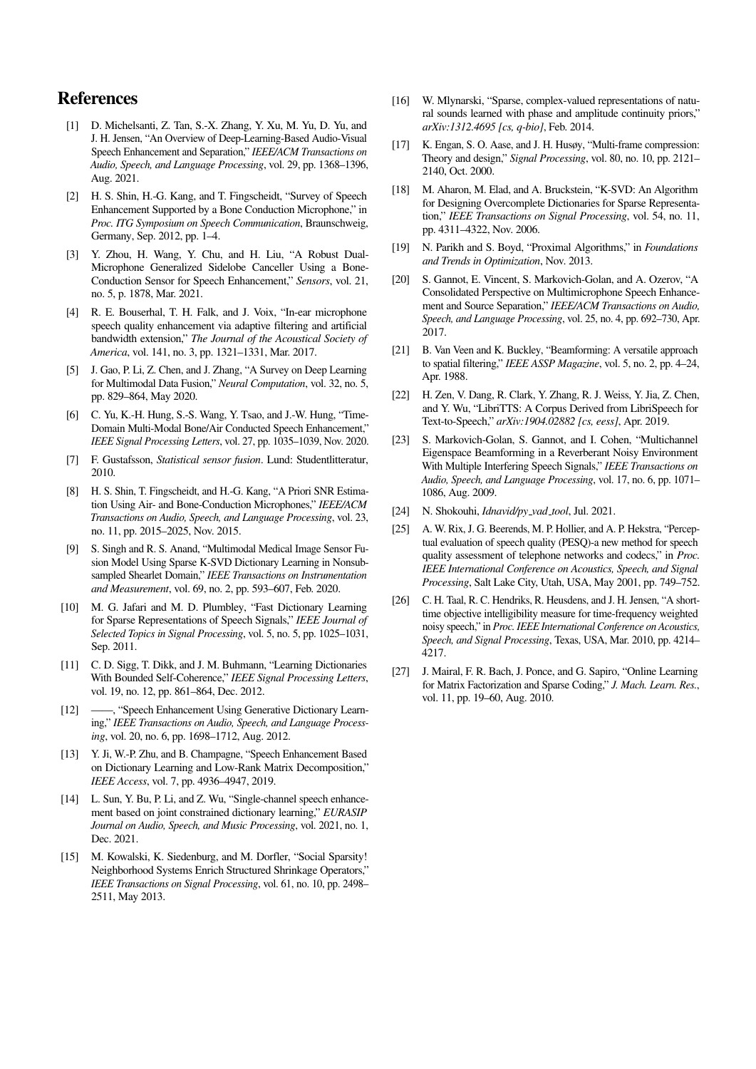# References

[1] D. Michelsanti, Z. Tan, S.-X. Zhang, Y. Xu, M. Yu, D. Yu, and J. H. Jensen, "An Overview of Deep-Learning-Based Audio-Visual Speech Enhancement and Separation," *IEEE/ACM Transactions on Audio, Speech, and Language Processing*, vol. 29, pp. 1368–1396, Aug. 2021.

[2] H. S. Shin, H.-G. Kang, and T. Fingscheidt, "Survey of Speech Enhancement Supported by a Bone Conduction Microphone," in *Proc. ITG Symposium on Speech Communication*, Braunschweig, Germany, Sep. 2012, pp. 1–4.

[3] Y. Zhou, H. Wang, Y. Chu, and H. Liu, "A Robust Dual-Microphone Generalized Sidelobe Canceller Using a Bone-Conduction Sensor for Speech Enhancement," *Sensors*, vol. 21, no. 5, p. 1878, Mar. 2021.

[4] R. E. Bouserhal, T. H. Falk, and J. Voix, "In-ear microphone speech quality enhancement via adaptive filtering and artificial bandwidth extension," *The Journal of the Acoustical Society of America*, vol. 141, no. 3, pp. 1321–1331, Mar. 2017.

[5] J. Gao, P. Li, Z. Chen, and J. Zhang, "A Survey on Deep Learning for Multimodal Data Fusion," *Neural Computation*, vol. 32, no. 5, pp. 829–864, May 2020.

[6] C. Yu, K.-H. Hung, S.-S. Wang, Y. Tsao, and J.-W. Hung, "Time-Domain Multi-Modal Bone/Air Conducted Speech Enhancement," *IEEE Signal Processing Letters*, vol. 27, pp. 1035–1039, Nov. 2020.

[7] F. Gustafsson, *Statistical sensor fusion*. Lund: Studentlitteratur, 2010.

[8] H. S. Shin, T. Fingscheidt, and H.-G. Kang, "A Priori SNR Estimation Using Air- and Bone-Conduction Microphones," *IEEE/ACM Transactions on Audio, Speech, and Language Processing*, vol. 23, no. 11, pp. 2015–2025, Nov. 2015.

[9] S. Singh and R. S. Anand, "Multimodal Medical Image Sensor Fusion Model Using Sparse K-SVD Dictionary Learning in Nonsubsampled Shearlet Domain," *IEEE Transactions on Instrumentation and Measurement*, vol. 69, no. 2, pp. 593–607, Feb. 2020.

[10] M. G. Jafari and M. D. Plumbley, "Fast Dictionary Learning for Sparse Representations of Speech Signals," *IEEE Journal of Selected Topics in Signal Processing*, vol. 5, no. 5, pp. 1025–1031, Sep. 2011.

[11] C. D. Sigg, T. Dikk, and J. M. Buhmann, "Learning Dictionaries With Bounded Self-Coherence," *IEEE Signal Processing Letters*, vol. 19, no. 12, pp. 861–864, Dec. 2012.

[12] ——, "Speech Enhancement Using Generative Dictionary Learning," *IEEE Transactions on Audio, Speech, and Language Processing*, vol. 20, no. 6, pp. 1698–1712, Aug. 2012.

[13] Y. Ji, W.-P. Zhu, and B. Champagne, "Speech Enhancement Based on Dictionary Learning and Low-Rank Matrix Decomposition," *IEEE Access*, vol. 7, pp. 4936–4947, 2019.

[14] L. Sun, Y. Bu, P. Li, and Z. Wu, "Single-channel speech enhancement based on joint constrained dictionary learning," *EURASIP Journal on Audio, Speech, and Music Processing*, vol. 2021, no. 1, Dec. 2021.

[15] M. Kowalski, K. Siedenburg, and M. Dorfler, "Social Sparsity! Neighborhood Systems Enrich Structured Shrinkage Operators," *IEEE Transactions on Signal Processing*, vol. 61, no. 10, pp. 2498–2511, May 2013.

[16] W. Mlynarski, "Sparse, complex-valued representations of natural sounds learned with phase and amplitude continuity priors," *arXiv:1312.4695 [cs, q-bio]*, Feb. 2014.

[17] K. Engan, S. O. Aase, and J. H. Husøy, "Multi-frame compression: Theory and design," *Signal Processing*, vol. 80, no. 10, pp. 2121–2140, Oct. 2000.

[18] M. Aharon, M. Elad, and A. Bruckstein, "K-SVD: An Algorithm for Designing Overcomplete Dictionaries for Sparse Representation," *IEEE Transactions on Signal Processing*, vol. 54, no. 11, pp. 4311–4322, Nov. 2006.

[19] N. Parikh and S. Boyd, "Proximal Algorithms," in *Foundations and Trends in Optimization*, Nov. 2013.

[20] S. Gannot, E. Vincent, S. Markovich-Golan, and A. Ozerov, "A Consolidated Perspective on Multimicrophone Speech Enhancement and Source Separation," *IEEE/ACM Transactions on Audio, Speech, and Language Processing*, vol. 25, no. 4, pp. 692–730, Apr. 2017.

[21] B. Van Veen and K. Buckley, "Beamforming: A versatile approach to spatial filtering," *IEEE ASSP Magazine*, vol. 5, no. 2, pp. 4–24, Apr. 1988.

[22] H. Zen, V. Dang, R. Clark, Y. Zhang, R. J. Weiss, Y. Jia, Z. Chen, and Y. Wu, "LibriTTS: A Corpus Derived from LibriSpeech for Text-to-Speech," *arXiv:1904.02882 [cs, eess]*, Apr. 2019.

[23] S. Markovich-Golan, S. Gannot, and I. Cohen, "Multichannel Eigenspace Beamforming in a Reverberant Noisy Environment With Multiple Interfering Speech Signals," *IEEE Transactions on Audio, Speech, and Language Processing*, vol. 17, no. 6, pp. 1071–1086, Aug. 2009.

[24] N. Shokouhi, *Idnavid/py_vad_tool*, Jul. 2021.

[25] A. W. Rix, J. G. Beerends, M. P. Hollier, and A. P. Hekstra, "Perceptual evaluation of speech quality (PESQ)-a new method for speech quality assessment of telephone networks and codecs," in *Proc. IEEE International Conference on Acoustics, Speech, and Signal Processing*, Salt Lake City, Utah, USA, May 2001, pp. 749–752.

[26] C. H. Taal, R. C. Hendriks, R. Heusdens, and J. H. Jensen, "A short-time objective intelligibility measure for time-frequency weighted noisy speech," in *Proc. IEEE International Conference on Acoustics, Speech, and Signal Processing*, Texas, USA, Mar. 2010, pp. 4214–4217.

[27] J. Mairal, F. R. Bach, J. Ponce, and G. Sapiro, "Online Learning for Matrix Factorization and Sparse Coding," *J. Mach. Learn. Res.*, vol. 11, pp. 19–60, Aug. 2010.